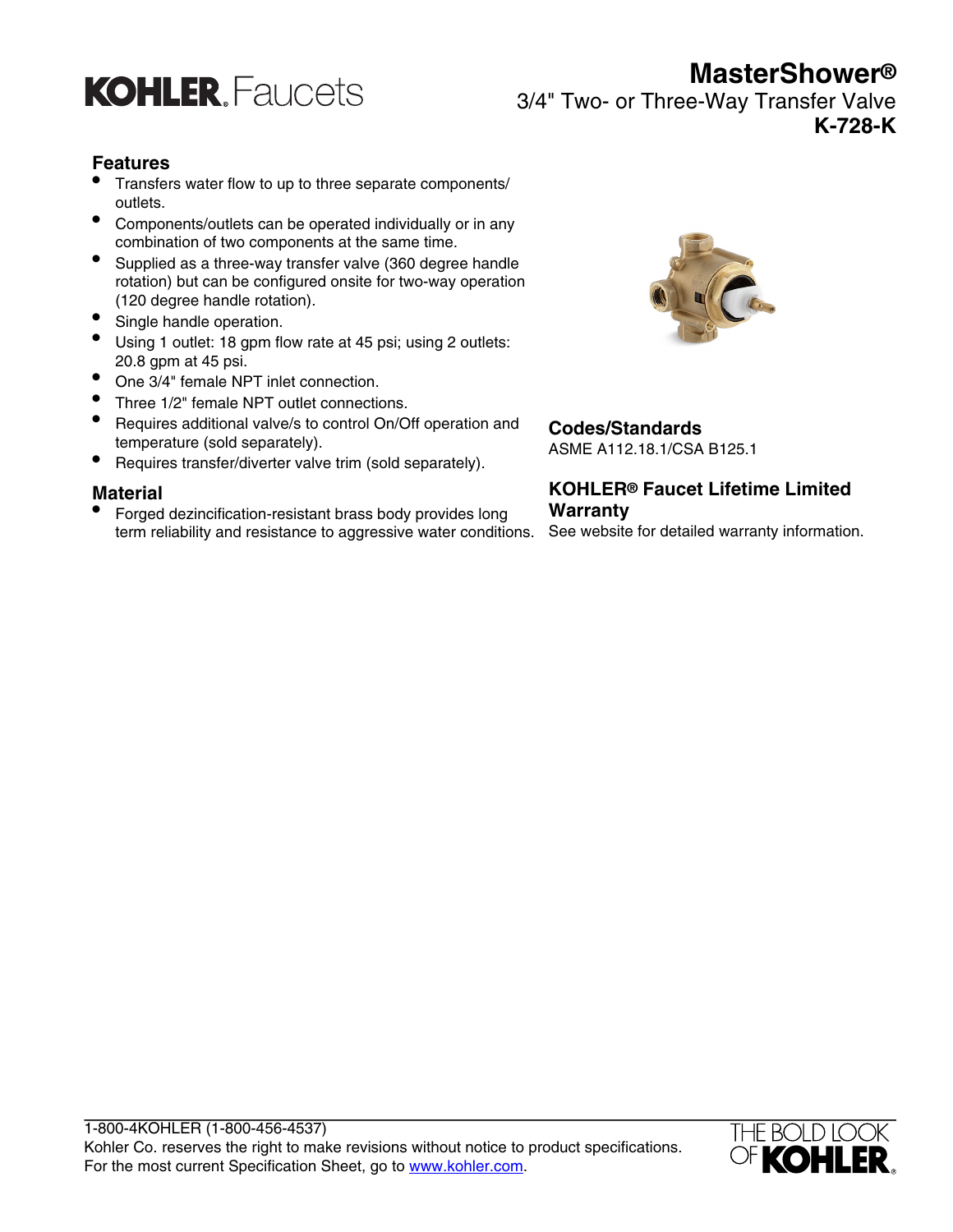KOHLER. Faucets

# MasterShower®

3/4" Two- or Three-Way Transfer Valve

**K-728-K**

## Features

- Transfers water flow to up to three separate components/outlets.
- Components/outlets can be operated individually or in any combination of two components at the same time.
- Supplied as a three-way transfer valve (360 degree handle rotation) but can be configured onsite for two-way operation (120 degree handle rotation).
- Single handle operation.
- Using 1 outlet: 18 gpm flow rate at 45 psi; using 2 outlets: 20.8 gpm at 45 psi.
- One 3/4" female NPT inlet connection.
- Three 1/2" female NPT outlet connections.
- Requires additional valve/s to control On/Off operation and temperature (sold separately).
- Requires transfer/diverter valve trim (sold separately).

## Material

- Forged dezincification-resistant brass body provides long term reliability and resistance to aggressive water conditions.

## Codes/Standards

ASME A112.18.1/CSA B125.1

## KOHLER® Faucet Lifetime Limited Warranty

See website for detailed warranty information.

1-800-4KOHLER (1-800-456-4537)
Kohler Co. reserves the right to make revisions without notice to product specifications.
For the most current Specification Sheet, go to www.kohler.com.

THE BOLD LOOK OF KOHLER.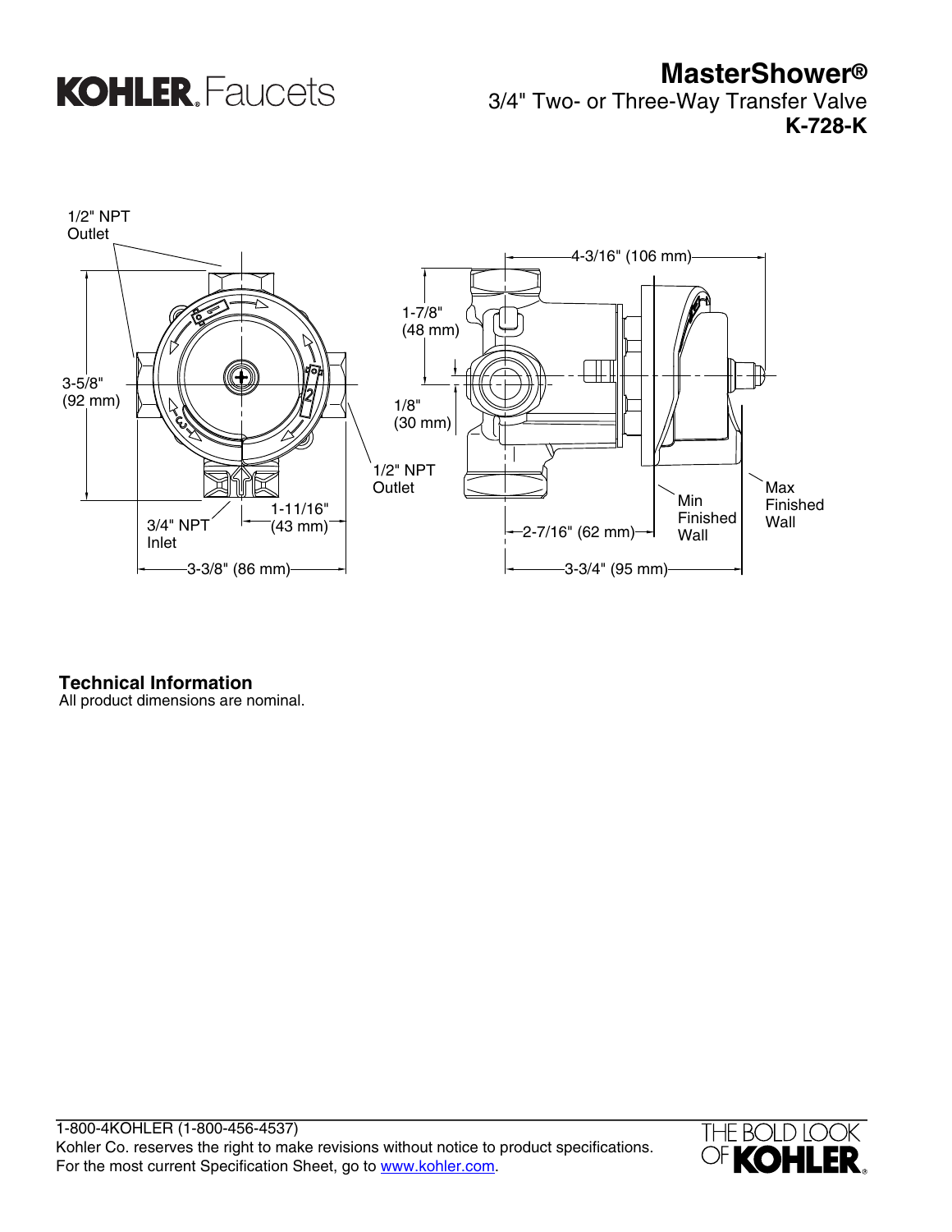KOHLER. Faucets

# MasterShower®

3/4" Two- or Three-Way Transfer Valve

**K-728-K**

1/2" NPT Outlet

3-5/8" (92 mm)

3/4" NPT Inlet

1-11/16" (43 mm)

3-3/8" (86 mm)

1/2" NPT Outlet

4-3/16" (106 mm)

1-7/8" (48 mm)

1/8" (30 mm)

2-7/16" (62 mm)

3-3/4" (95 mm)

Min Finished Wall

Max Finished Wall

**Technical Information**

All product dimensions are nominal.

1-800-4KOHLER (1-800-456-4537)

Kohler Co. reserves the right to make revisions without notice to product specifications.

For the most current Specification Sheet, go to www.kohler.com.

THE BOLD LOOK OF KOHLER.